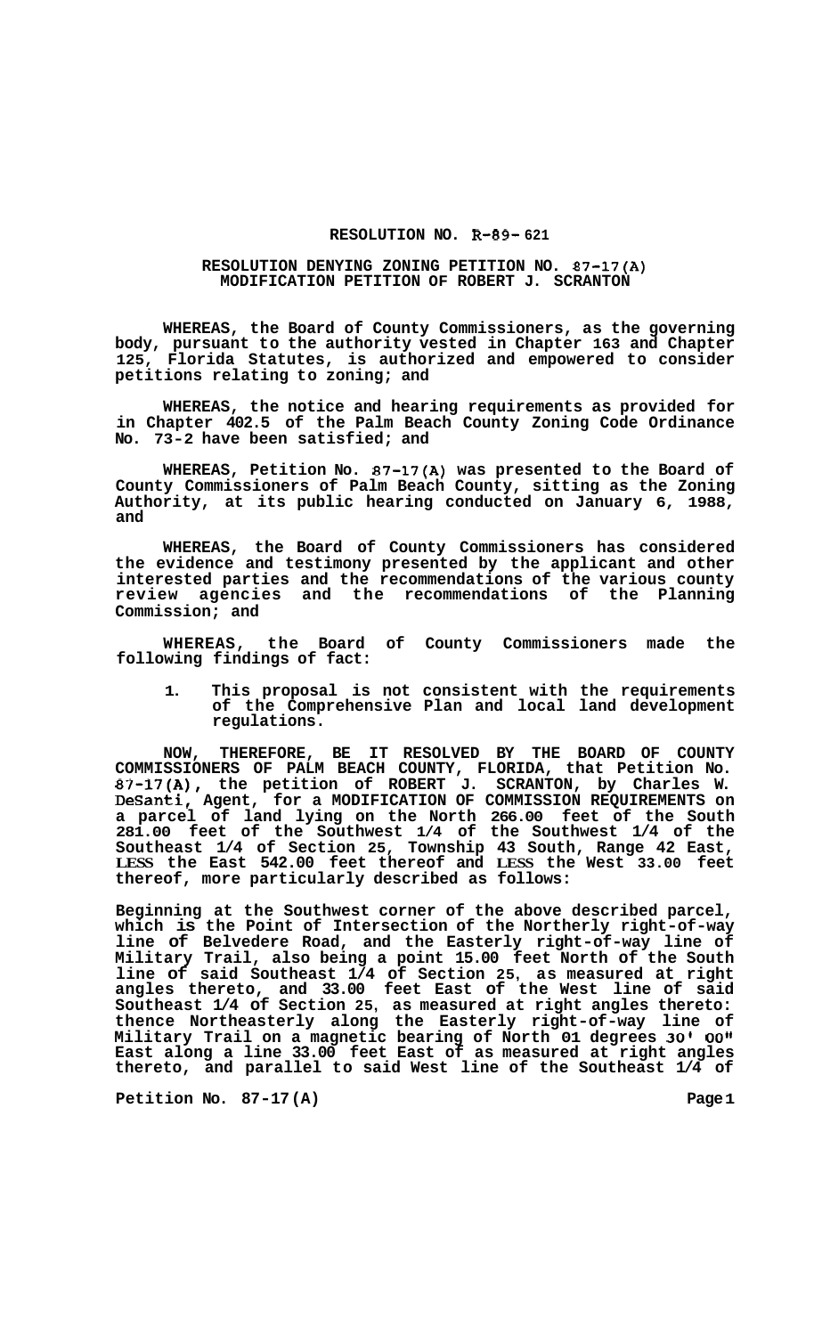**RESOLUTION NO. R-89-621**

**RESOLUTION DENYING ZONING PETITION NO. 87-17(A) MODIFICATION PETITION OF ROBERT J. SCRANTON**

**WHEREAS, the Board of County Commissioners, as the governing body, pursuant to the authority vested in Chapter 163 and Chapter 125, Florida Statutes, is authorized and empowered to consider petitions relating to zoning; and**

**WHEREAS, the notice and hearing requirements as provided for in Chapter 402.5 of the Palm Beach County Zoning Code Ordinance No. 73-2 have been satisfied; and**

**WHEREAS, Petition No. 87-17(A) was presented to the Board of County Commissioners of Palm Beach County, sitting as the Zoning Authority, at its public hearing conducted on January 6, 1988, and**

**WHEREAS, the Board of County Commissioners has considered the evidence and testimony presented by the applicant and other interested parties and the recommendations of the various county review agencies and the recommendations of the Planning Commission; and**

**WHEREAS, the Board of County Commissioners made the following findings of fact:**

1. **This proposal is not consistent with the requirements of the Comprehensive Plan and local land development regulations.**

**NOW, THEREFORE, BE IT RESOLVED BY THE BOARD OF COUNTY COMMISSIONERS OF PALM BEACH COUNTY, FLORIDA, that Petition No. 87-17(A), the petition of ROBERT J. SCRANTON, by Charles W. DeSanti, Agent, for a MODIFICATION OF COMMISSION REQUIREMENTS on a parcel of land lying on the North 266.00 feet of the South 281.00 feet of the Southwest 1/4 of the Southwest 1/4 of the Southeast 1/4 of Section 25, Township 43 South, Range 42 East, LESS the East 542.00 feet thereof and LESS the West 33.00 feet thereof, more particularly described as follows:**

**Beginning at the Southwest corner of the above described parcel, which is the Point of Intersection of the Northerly right-of-way line of Belvedere Road, and the Easterly right-of-way line of Military Trail, also being a point 15.00 feet North of the South line of said Southeast 1/4 of Section 25, as measured at right angles thereto, and 33.00 feet East of the West line of said Southeast 1/4 of Section 25, as measured at right angles thereto: thence Northeasterly along the Easterly right-of-way line of Military Trail on a magnetic bearing of North 01 degrees 30' 00" East along a line 33.00 feet East of as measured at right angles thereto, and parallel to said West line of the Southeast 1/4 of**

**Petition No. 87-17(A)**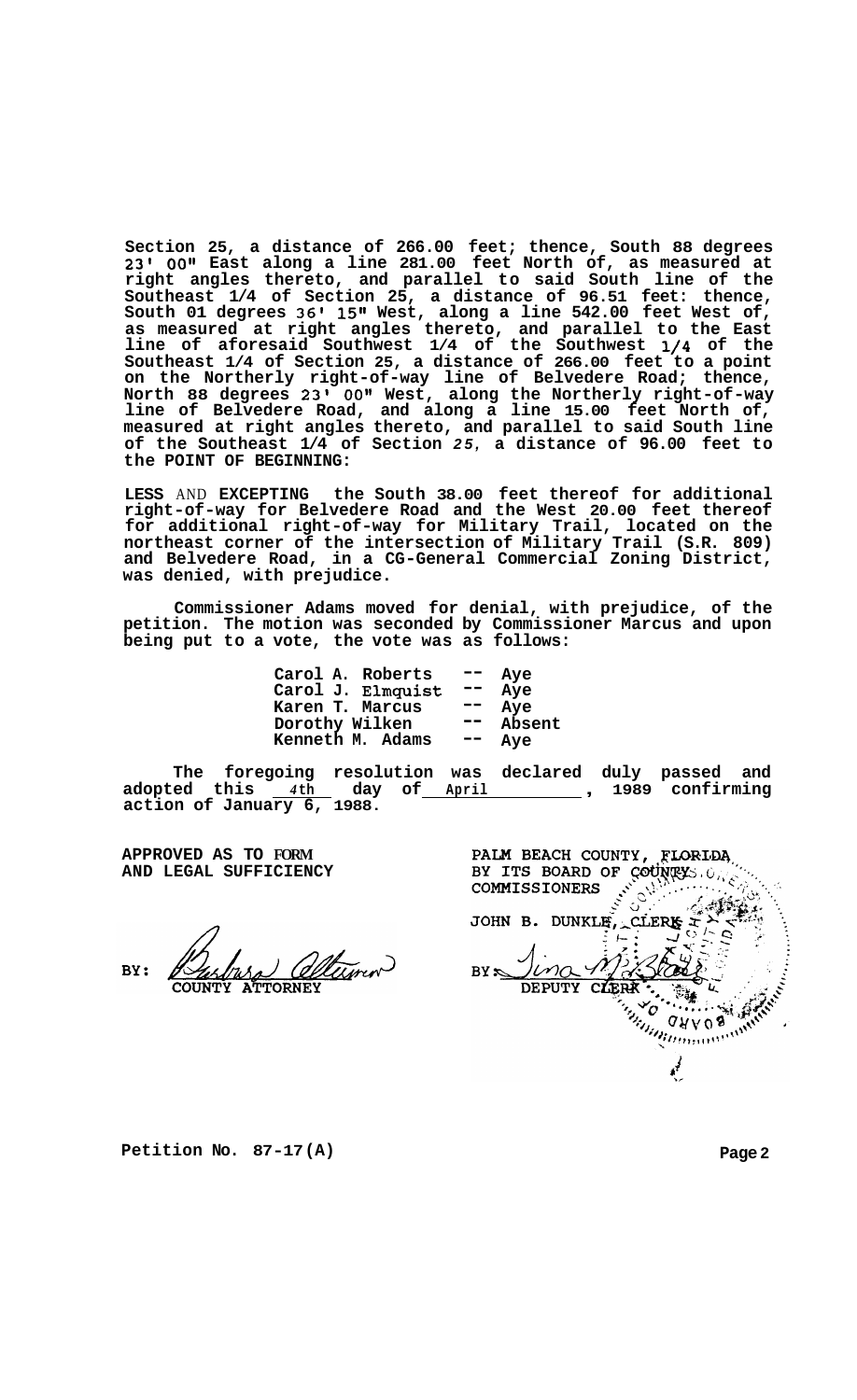**Section 25, a distance of 266.00 feet; thence, South 88 degrees 23' 00" East along a line 281.00 feet North of, as measured at right angles thereto, and parallel to said South line of the Southeast 1/4 of Section 25, a distance of 96.51 feet: thence, South 01 degrees 36' 15" West, along a line 542.00 feet West of, as measured at right angles thereto, and parallel to the East line of aforesaid Southwest 1/4 of the Southwest 1/4 of the Southeast 1/4 of Section 25, a distance of 266.00 feet to a point on the Northerly right-of-way line of Belvedere Road; thence, North 88 degrees 23' 00" West, along the Northerly right-of-way line of Belvedere Road, and along a line 15.00 feet North of, measured at right angles thereto, and parallel to said South line of the Southeast 1/4 of Section 25, a distance of 96.00 feet to the POINT OF BEGINNING:**

**LESS** AND **EXCEPTING the South 38.00 feet thereof for additional right-of-way for Belvedere Road and the West 20.00 feet thereof for additional right-of-way for Military Trail, located on the northeast corner of the intersection of Military Trail (S.R. 809) and Belvedere Road, in a CG-General Commercial Zoning District, was denied, with prejudice.**

**Commissioner Adams moved for denial, with prejudice, of the petition. The motion was seconded by Commissioner Marcus and upon being put to a vote, the vote was as follows:**

| | | |
|---|---|---|
| Carol A. Roberts | -- | Aye |
| Carol J. Elmquist | -- | Aye |
| Karen T. Marcus | -- | Aye |
| Dorothy Wilken | -- | Absent |
| Kenneth M. Adams | -- | Aye |

**The foregoing resolution was declared duly passed and adopted this 4th day of April, 1989 confirming action of January 6, 1988.**

**APPROVED AS TO FORM AND LEGAL SUFFICIENCY**

**BY: COUNTY ATTORNEY**

PALM BEACH COUNTY, FLORIDA, BY ITS BOARD OF COUNTY COMMISSIONERS

JOHN B. DUNKLE, CLERK

BY: DEPUTY CLERK

**Petition No. 87-17(A)**